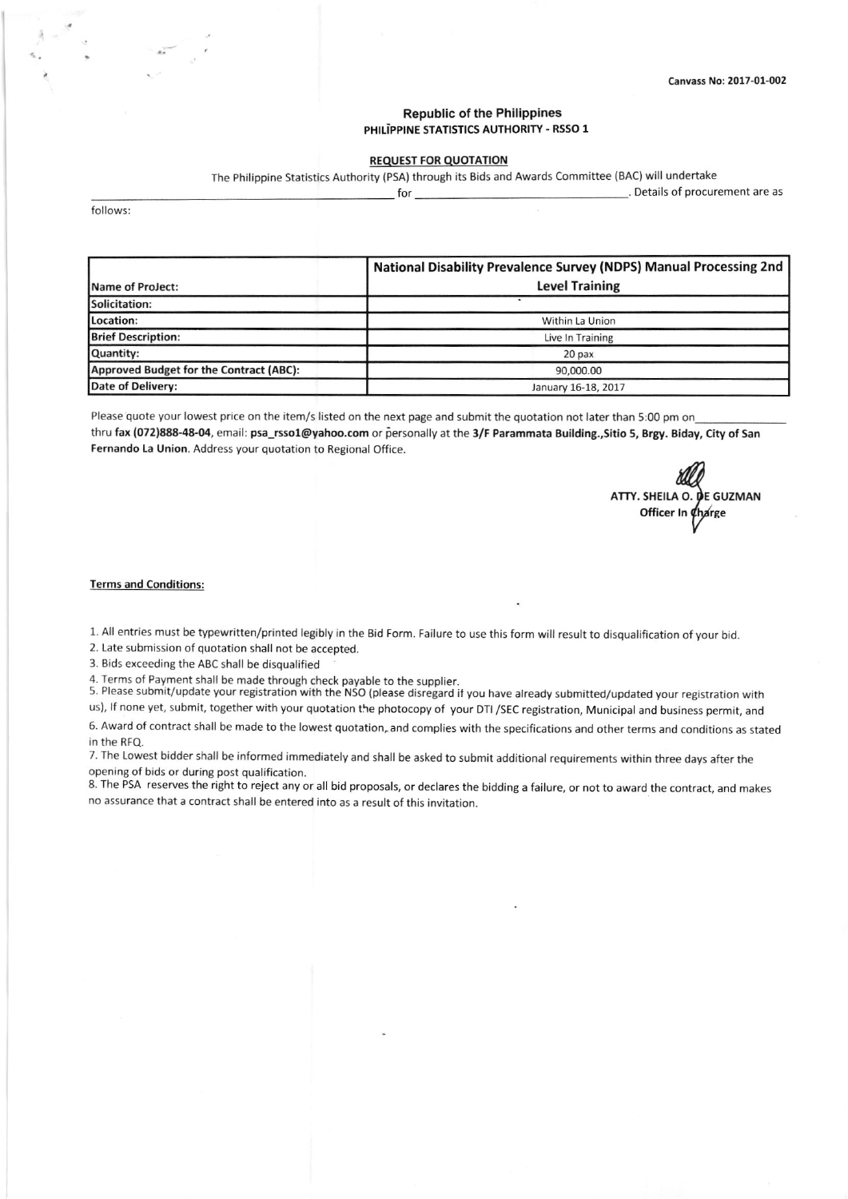Canvass No: 2017-01-002

**Republic of the Philippines**
**PHILIPPINE STATISTICS AUTHORITY - RSSO 1**

**REQUEST FOR QUOTATION**

The Philippine Statistics Authority (PSA) through its Bids and Awards Committee (BAC) will undertake ______________________ for ______________________. Details of procurement are as follows:

| Name of Project: | National Disability Prevalence Survey (NDPS) Manual Processing 2nd Level Training |
|---|---|
| Solicitation: | |
| Location: | Within La Union |
| Brief Description: | Live In Training |
| Quantity: | 20 pax |
| Approved Budget for the Contract (ABC): | 90,000.00 |
| Date of Delivery: | January 16-18, 2017 |

Please quote your lowest price on the item/s listed on the next page and submit the quotation not later than 5:00 pm on______________ thru **fax (072)888-48-04**, email: **psa_rsso1@yahoo.com** or personally at the **3/F Parammata Building.,Sitio 5, Brgy. Biday, City of San Fernando La Union**. Address your quotation to Regional Office.

**ATTY. SHEILA O. DE GUZMAN**
**Officer In Charge**

**Terms and Conditions:**

1. All entries must be typewritten/printed legibly in the Bid Form. Failure to use this form will result to disqualification of your bid.
2. Late submission of quotation shall not be accepted.
3. Bids exceeding the ABC shall be disqualified
4. Terms of Payment shall be made through check payable to the supplier.
5. Please submit/update your registration with the NSO (please disregard if you have already submitted/updated your registration with us), If none yet, submit, together with your quotation the photocopy of your DTI /SEC registration, Municipal and business permit, and
6. Award of contract shall be made to the lowest quotation, and complies with the specifications and other terms and conditions as stated in the RFQ.
7. The Lowest bidder shall be informed immediately and shall be asked to submit additional requirements within three days after the opening of bids or during post qualification.
8. The PSA reserves the right to reject any or all bid proposals, or declares the bidding a failure, or not to award the contract, and makes no assurance that a contract shall be entered into as a result of this invitation.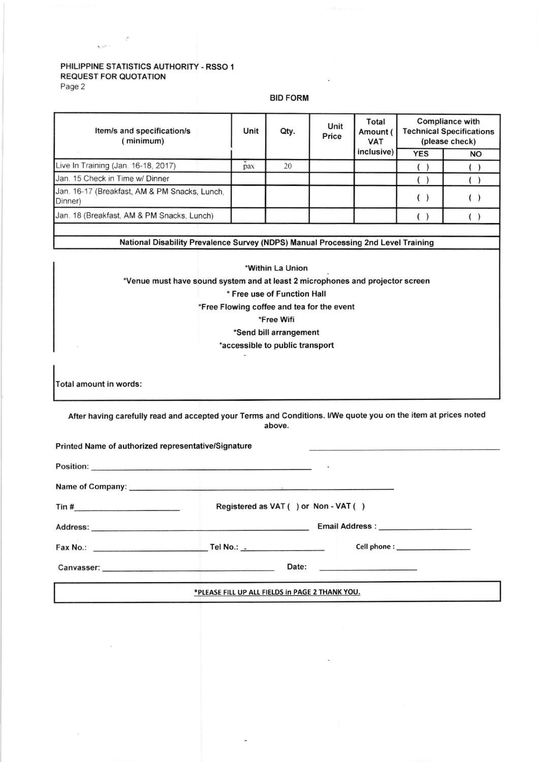PHILIPPINE STATISTICS AUTHORITY - RSSO 1
REQUEST FOR QUOTATION
Page 2

**BID FORM**

| Item/s and specification/s (minimum) | Unit | Qty. | Unit Price | Total Amount ( VAT inclusive) | Compliance with Technical Specifications (please check) | |
|---|---|---|---|---|---|---|
| | | | | | YES | NO |
| Live In Training (Jan. 16-18, 2017) | pax | 20 | | | ( ) | ( ) |
| Jan. 15 Check in Time w/ Dinner | | | | | ( ) | ( ) |
| Jan. 16-17 (Breakfast, AM & PM Snacks, Lunch, Dinner) | | | | | ( ) | ( ) |
| Jan. 18 (Breakfast, AM & PM Snacks, Lunch) | | | | | ( ) | ( ) |

**National Disability Prevalence Survey (NDPS) Manual Processing 2nd Level Training**

*Within La Union
*Venue must have sound system and at least 2 microphones and projector screen
* Free use of Function Hall
*Free Flowing coffee and tea for the event
*Free Wifi
*Send bill arrangement
*accessible to public transport

Total amount in words:

After having carefully read and accepted your Terms and Conditions. I/We quote you on the item at prices noted above.

Printed Name of authorized representative/Signature ______________________

Position: ______________________

Name of Company: ______________________

Tin # ______________________ Registered as VAT ( ) or Non - VAT ( )

Address: ______________________ Email Address : ______________________

Fax No.: ______________________ Tel No.: ______________________ Cell phone : ______________________

Canvasser: ______________________ Date: ______________________

*PLEASE FILL UP ALL FIELDS in PAGE 2 THANK YOU.